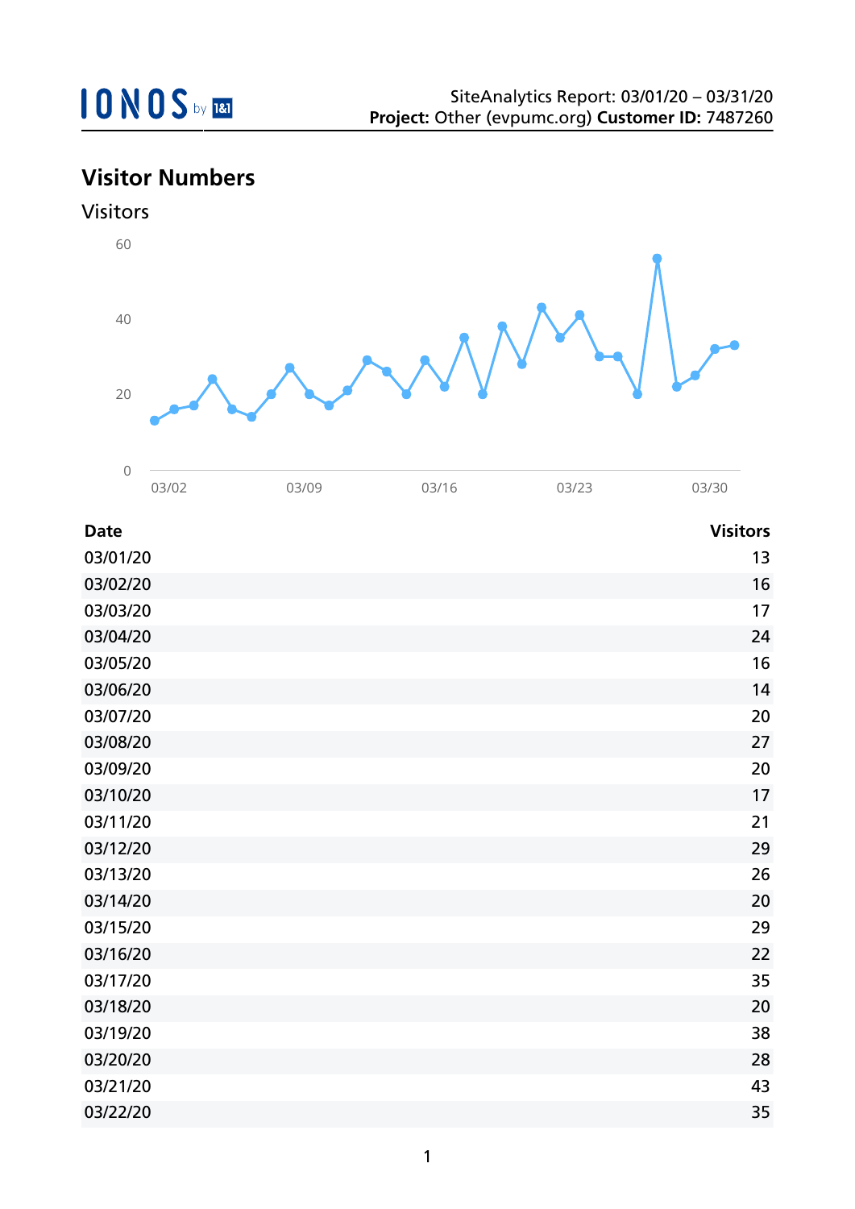IONOS by 1&1

SiteAnalytics Report: 03/01/20 – 03/31/20
**Project:** Other (evpumc.org) **Customer ID:** 7487260

## Visitor Numbers

### Visitors

| Date | Visitors |
| --- | --- |
| 03/01/20 | 13 |
| 03/02/20 | 16 |
| 03/03/20 | 17 |
| 03/04/20 | 24 |
| 03/05/20 | 16 |
| 03/06/20 | 14 |
| 03/07/20 | 20 |
| 03/08/20 | 27 |
| 03/09/20 | 20 |
| 03/10/20 | 17 |
| 03/11/20 | 21 |
| 03/12/20 | 29 |
| 03/13/20 | 26 |
| 03/14/20 | 20 |
| 03/15/20 | 29 |
| 03/16/20 | 22 |
| 03/17/20 | 35 |
| 03/18/20 | 20 |
| 03/19/20 | 38 |
| 03/20/20 | 28 |
| 03/21/20 | 43 |
| 03/22/20 | 35 |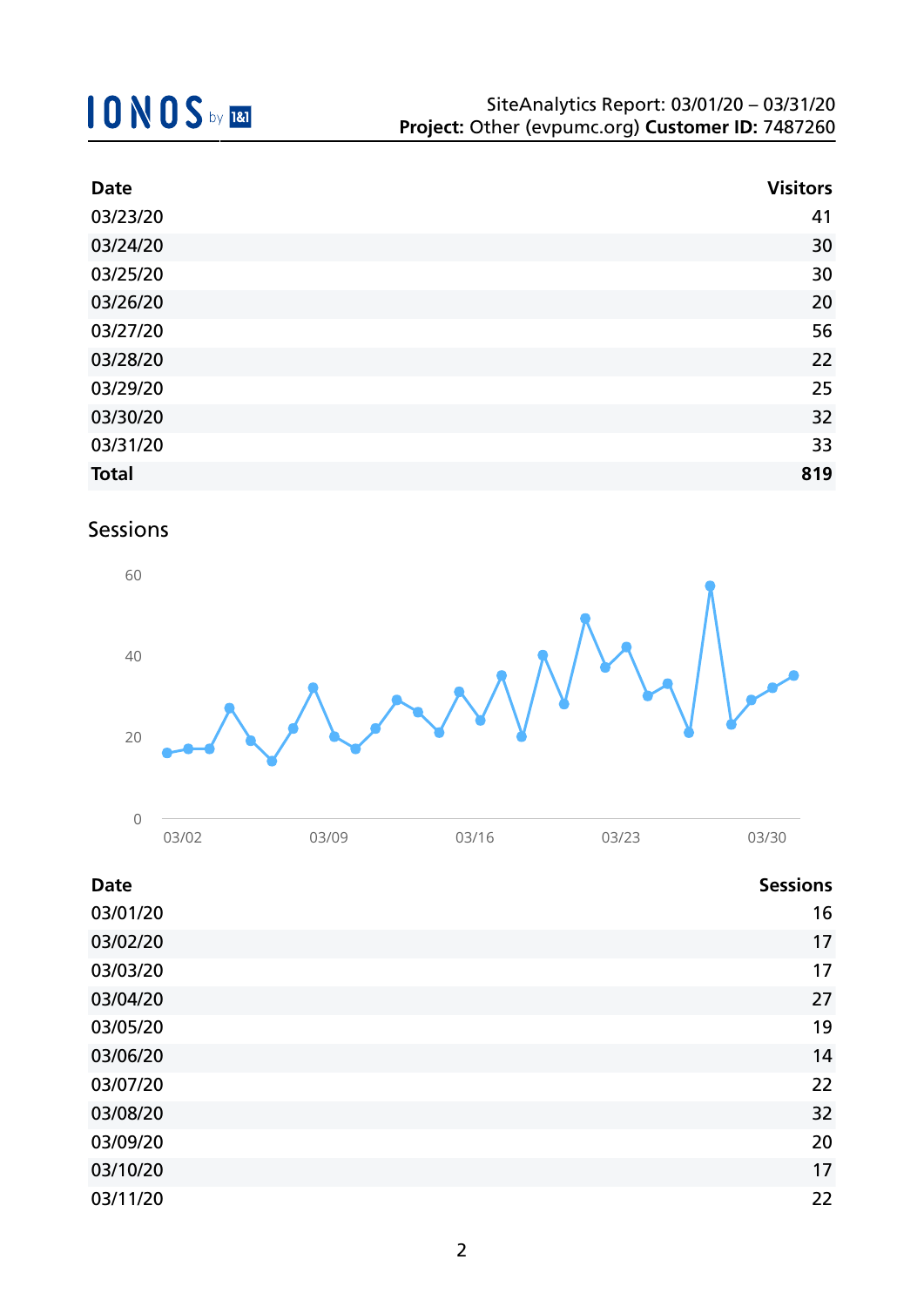| Date | Visitors |
| --- | --- |
| 03/23/20 | 41 |
| 03/24/20 | 30 |
| 03/25/20 | 30 |
| 03/26/20 | 20 |
| 03/27/20 | 56 |
| 03/28/20 | 22 |
| 03/29/20 | 25 |
| 03/30/20 | 32 |
| 03/31/20 | 33 |
| **Total** | **819** |

## Sessions

| Date | Sessions |
| --- | --- |
| 03/01/20 | 16 |
| 03/02/20 | 17 |
| 03/03/20 | 17 |
| 03/04/20 | 27 |
| 03/05/20 | 19 |
| 03/06/20 | 14 |
| 03/07/20 | 22 |
| 03/08/20 | 32 |
| 03/09/20 | 20 |
| 03/10/20 | 17 |
| 03/11/20 | 22 |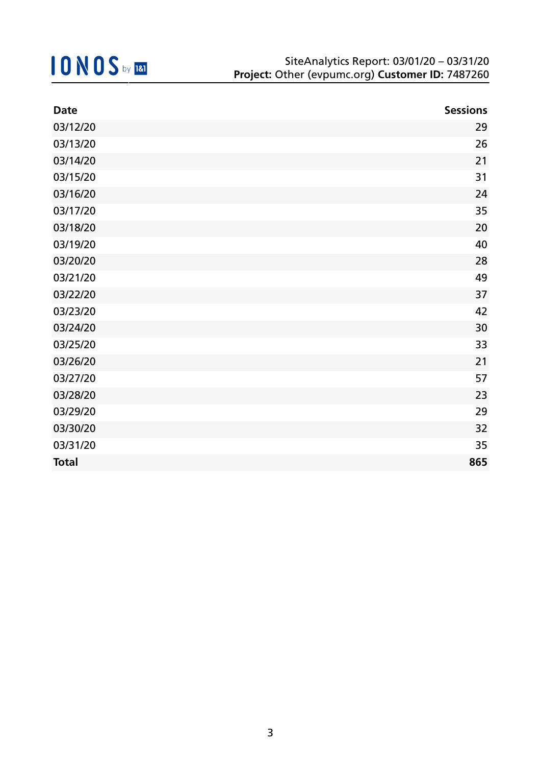IONOS by 1&1

SiteAnalytics Report: 03/01/20 – 03/31/20
**Project:** Other (evpumc.org) **Customer ID:** 7487260

| Date | Sessions |
|---|---:|
| 03/12/20 | 29 |
| 03/13/20 | 26 |
| 03/14/20 | 21 |
| 03/15/20 | 31 |
| 03/16/20 | 24 |
| 03/17/20 | 35 |
| 03/18/20 | 20 |
| 03/19/20 | 40 |
| 03/20/20 | 28 |
| 03/21/20 | 49 |
| 03/22/20 | 37 |
| 03/23/20 | 42 |
| 03/24/20 | 30 |
| 03/25/20 | 33 |
| 03/26/20 | 21 |
| 03/27/20 | 57 |
| 03/28/20 | 23 |
| 03/29/20 | 29 |
| 03/30/20 | 32 |
| 03/31/20 | 35 |
| **Total** | **865** |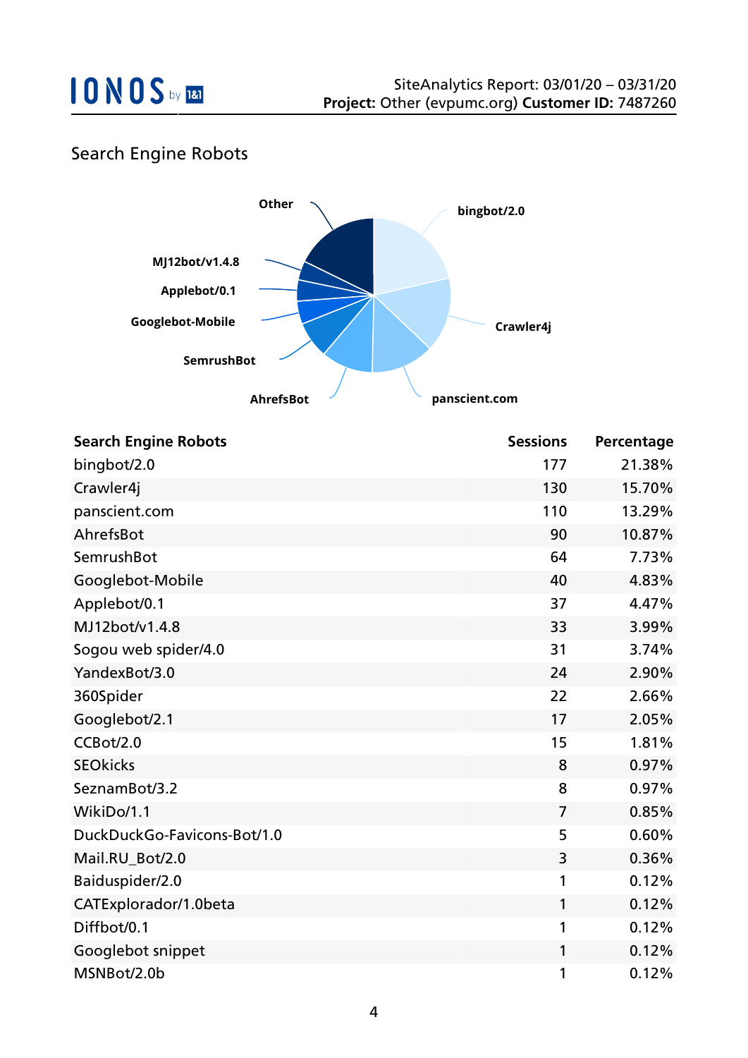## Search Engine Robots

| Search Engine Robots | Sessions | Percentage |
|---|---|---|
| bingbot/2.0 | 177 | 21.38% |
| Crawler4j | 130 | 15.70% |
| panscient.com | 110 | 13.29% |
| AhrefsBot | 90 | 10.87% |
| SemrushBot | 64 | 7.73% |
| Googlebot-Mobile | 40 | 4.83% |
| Applebot/0.1 | 37 | 4.47% |
| MJ12bot/v1.4.8 | 33 | 3.99% |
| Sogou web spider/4.0 | 31 | 3.74% |
| YandexBot/3.0 | 24 | 2.90% |
| 360Spider | 22 | 2.66% |
| Googlebot/2.1 | 17 | 2.05% |
| CCBot/2.0 | 15 | 1.81% |
| SEOkicks | 8 | 0.97% |
| SeznamBot/3.2 | 8 | 0.97% |
| WikiDo/1.1 | 7 | 0.85% |
| DuckDuckGo-Favicons-Bot/1.0 | 5 | 0.60% |
| Mail.RU_Bot/2.0 | 3 | 0.36% |
| Baiduspider/2.0 | 1 | 0.12% |
| CATExplorador/1.0beta | 1 | 0.12% |
| Diffbot/0.1 | 1 | 0.12% |
| Googlebot snippet | 1 | 0.12% |
| MSNBot/2.0b | 1 | 0.12% |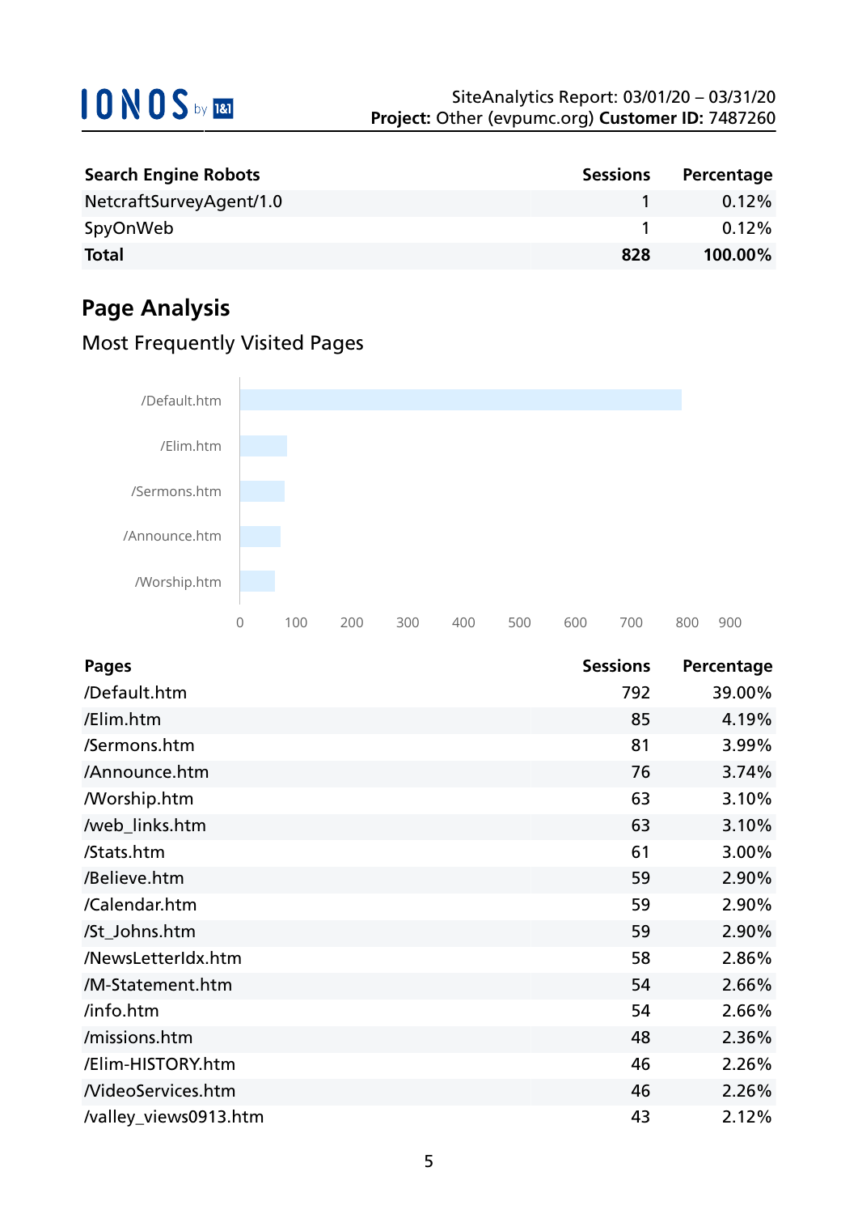| Search Engine Robots | Sessions | Percentage |
|---|---|---|
| NetcraftSurveyAgent/1.0 | 1 | 0.12% |
| SpyOnWeb | 1 | 0.12% |
| **Total** | **828** | **100.00%** |

## Page Analysis

### Most Frequently Visited Pages

| Pages | Sessions | Percentage |
|---|---|---|
| /Default.htm | 792 | 39.00% |
| /Elim.htm | 85 | 4.19% |
| /Sermons.htm | 81 | 3.99% |
| /Announce.htm | 76 | 3.74% |
| /Worship.htm | 63 | 3.10% |
| /web_links.htm | 63 | 3.10% |
| /Stats.htm | 61 | 3.00% |
| /Believe.htm | 59 | 2.90% |
| /Calendar.htm | 59 | 2.90% |
| /St_Johns.htm | 59 | 2.90% |
| /NewsLetterIdx.htm | 58 | 2.86% |
| /M-Statement.htm | 54 | 2.66% |
| /info.htm | 54 | 2.66% |
| /missions.htm | 48 | 2.36% |
| /Elim-HISTORY.htm | 46 | 2.26% |
| /VideoServices.htm | 46 | 2.26% |
| /valley_views0913.htm | 43 | 2.12% |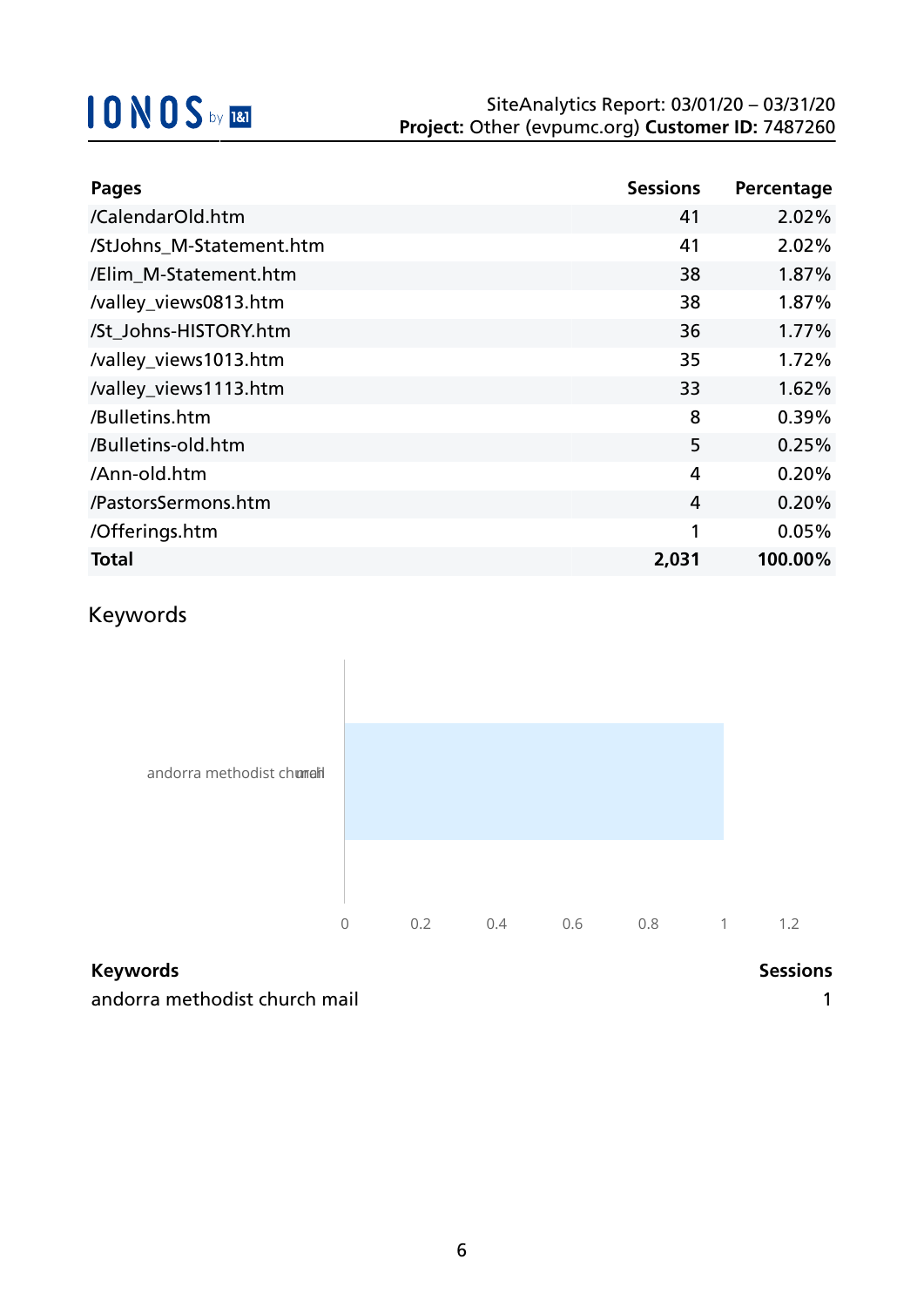SiteAnalytics Report: 03/01/20 – 03/31/20
**Project:** Other (evpumc.org) **Customer ID:** 7487260

| Pages | Sessions | Percentage |
|---|---|---|
| /CalendarOld.htm | 41 | 2.02% |
| /StJohns_M-Statement.htm | 41 | 2.02% |
| /Elim_M-Statement.htm | 38 | 1.87% |
| /valley_views0813.htm | 38 | 1.87% |
| /St_Johns-HISTORY.htm | 36 | 1.77% |
| /valley_views1013.htm | 35 | 1.72% |
| /valley_views1113.htm | 33 | 1.62% |
| /Bulletins.htm | 8 | 0.39% |
| /Bulletins-old.htm | 5 | 0.25% |
| /Ann-old.htm | 4 | 0.20% |
| /PastorsSermons.htm | 4 | 0.20% |
| /Offerings.htm | 1 | 0.05% |
| **Total** | **2,031** | **100.00%** |

## Keywords

| Keywords | Sessions |
|---|---|
| andorra methodist church mail | 1 |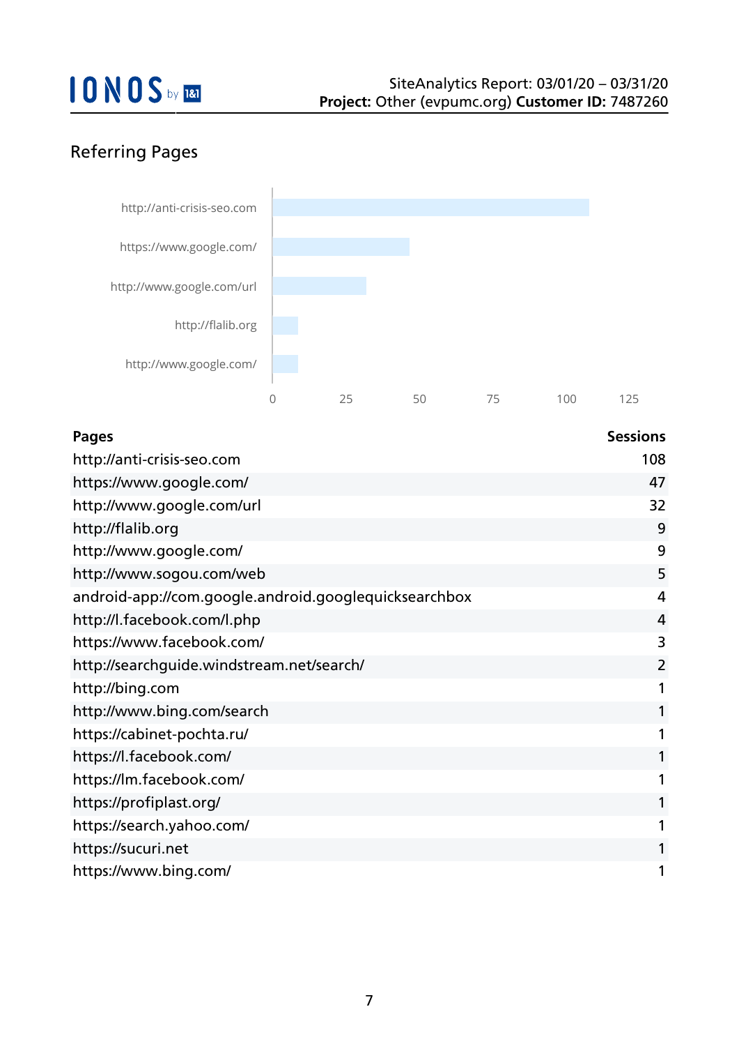## Referring Pages

| Pages | Sessions |
|---|---|
| http://anti-crisis-seo.com | 108 |
| https://www.google.com/ | 47 |
| http://www.google.com/url | 32 |
| http://flalib.org | 9 |
| http://www.google.com/ | 9 |
| http://www.sogou.com/web | 5 |
| android-app://com.google.android.googlequicksearchbox | 4 |
| http://l.facebook.com/l.php | 4 |
| https://www.facebook.com/ | 3 |
| http://searchguide.windstream.net/search/ | 2 |
| http://bing.com | 1 |
| http://www.bing.com/search | 1 |
| https://cabinet-pochta.ru/ | 1 |
| https://l.facebook.com/ | 1 |
| https://lm.facebook.com/ | 1 |
| https://profiplast.org/ | 1 |
| https://search.yahoo.com/ | 1 |
| https://sucuri.net | 1 |
| https://www.bing.com/ | 1 |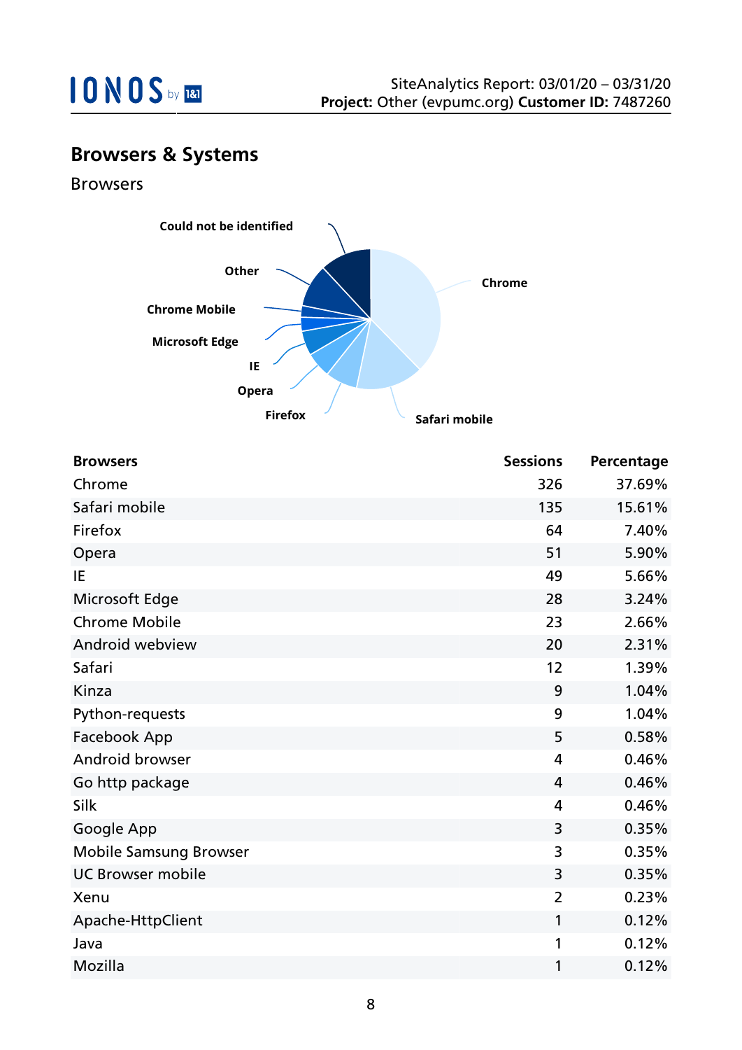## Browsers & Systems

### Browsers

| Browsers | Sessions | Percentage |
| --- | --- | --- |
| Chrome | 326 | 37.69% |
| Safari mobile | 135 | 15.61% |
| Firefox | 64 | 7.40% |
| Opera | 51 | 5.90% |
| IE | 49 | 5.66% |
| Microsoft Edge | 28 | 3.24% |
| Chrome Mobile | 23 | 2.66% |
| Android webview | 20 | 2.31% |
| Safari | 12 | 1.39% |
| Kinza | 9 | 1.04% |
| Python-requests | 9 | 1.04% |
| Facebook App | 5 | 0.58% |
| Android browser | 4 | 0.46% |
| Go http package | 4 | 0.46% |
| Silk | 4 | 0.46% |
| Google App | 3 | 0.35% |
| Mobile Samsung Browser | 3 | 0.35% |
| UC Browser mobile | 3 | 0.35% |
| Xenu | 2 | 0.23% |
| Apache-HttpClient | 1 | 0.12% |
| Java | 1 | 0.12% |
| Mozilla | 1 | 0.12% |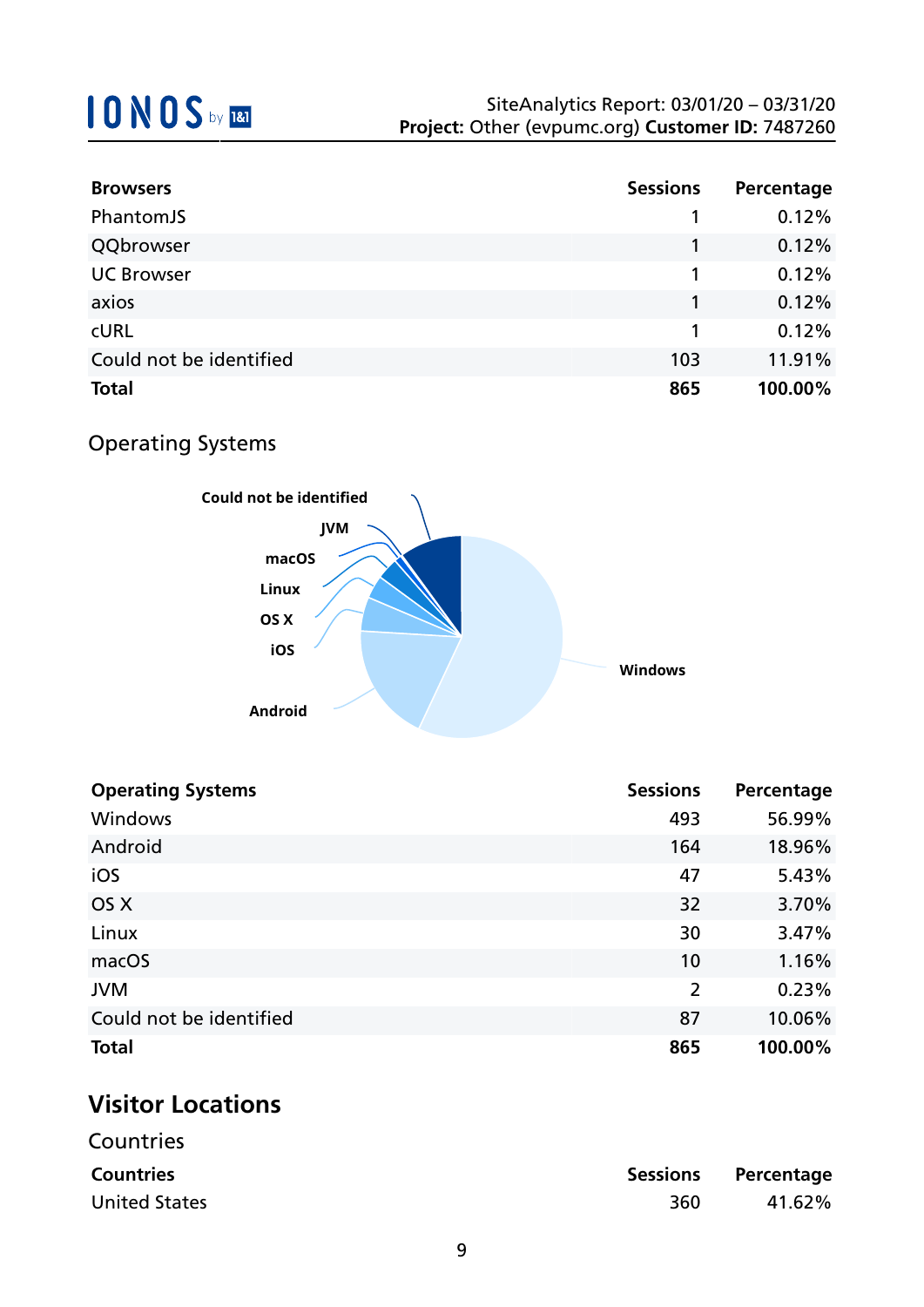| Browsers | Sessions | Percentage |
|---|---|---|
| PhantomJS | 1 | 0.12% |
| QQbrowser | 1 | 0.12% |
| UC Browser | 1 | 0.12% |
| axios | 1 | 0.12% |
| cURL | 1 | 0.12% |
| Could not be identified | 103 | 11.91% |
| **Total** | **865** | **100.00%** |

### Operating Systems

| Operating Systems | Sessions | Percentage |
|---|---|---|
| Windows | 493 | 56.99% |
| Android | 164 | 18.96% |
| iOS | 47 | 5.43% |
| OS X | 32 | 3.70% |
| Linux | 30 | 3.47% |
| macOS | 10 | 1.16% |
| JVM | 2 | 0.23% |
| Could not be identified | 87 | 10.06% |
| **Total** | **865** | **100.00%** |

## Visitor Locations

### Countries

| Countries | Sessions | Percentage |
|---|---|---|
| United States | 360 | 41.62% |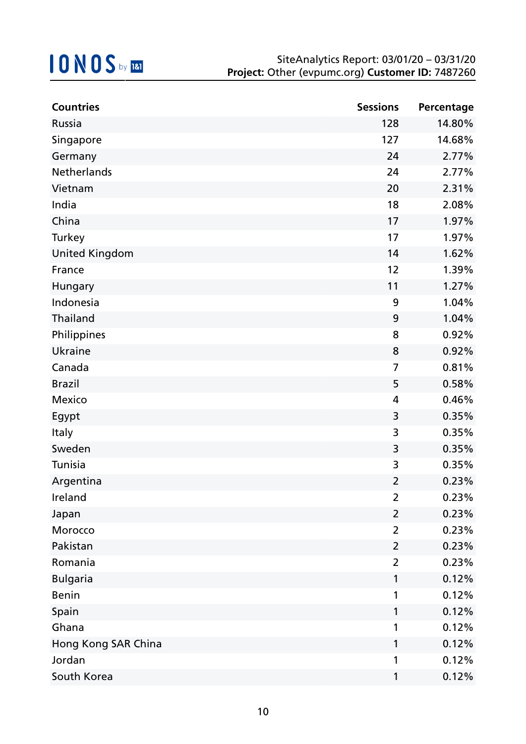| Countries | Sessions | Percentage |
|---|---|---|
| Russia | 128 | 14.80% |
| Singapore | 127 | 14.68% |
| Germany | 24 | 2.77% |
| Netherlands | 24 | 2.77% |
| Vietnam | 20 | 2.31% |
| India | 18 | 2.08% |
| China | 17 | 1.97% |
| Turkey | 17 | 1.97% |
| United Kingdom | 14 | 1.62% |
| France | 12 | 1.39% |
| Hungary | 11 | 1.27% |
| Indonesia | 9 | 1.04% |
| Thailand | 9 | 1.04% |
| Philippines | 8 | 0.92% |
| Ukraine | 8 | 0.92% |
| Canada | 7 | 0.81% |
| Brazil | 5 | 0.58% |
| Mexico | 4 | 0.46% |
| Egypt | 3 | 0.35% |
| Italy | 3 | 0.35% |
| Sweden | 3 | 0.35% |
| Tunisia | 3 | 0.35% |
| Argentina | 2 | 0.23% |
| Ireland | 2 | 0.23% |
| Japan | 2 | 0.23% |
| Morocco | 2 | 0.23% |
| Pakistan | 2 | 0.23% |
| Romania | 2 | 0.23% |
| Bulgaria | 1 | 0.12% |
| Benin | 1 | 0.12% |
| Spain | 1 | 0.12% |
| Ghana | 1 | 0.12% |
| Hong Kong SAR China | 1 | 0.12% |
| Jordan | 1 | 0.12% |
| South Korea | 1 | 0.12% |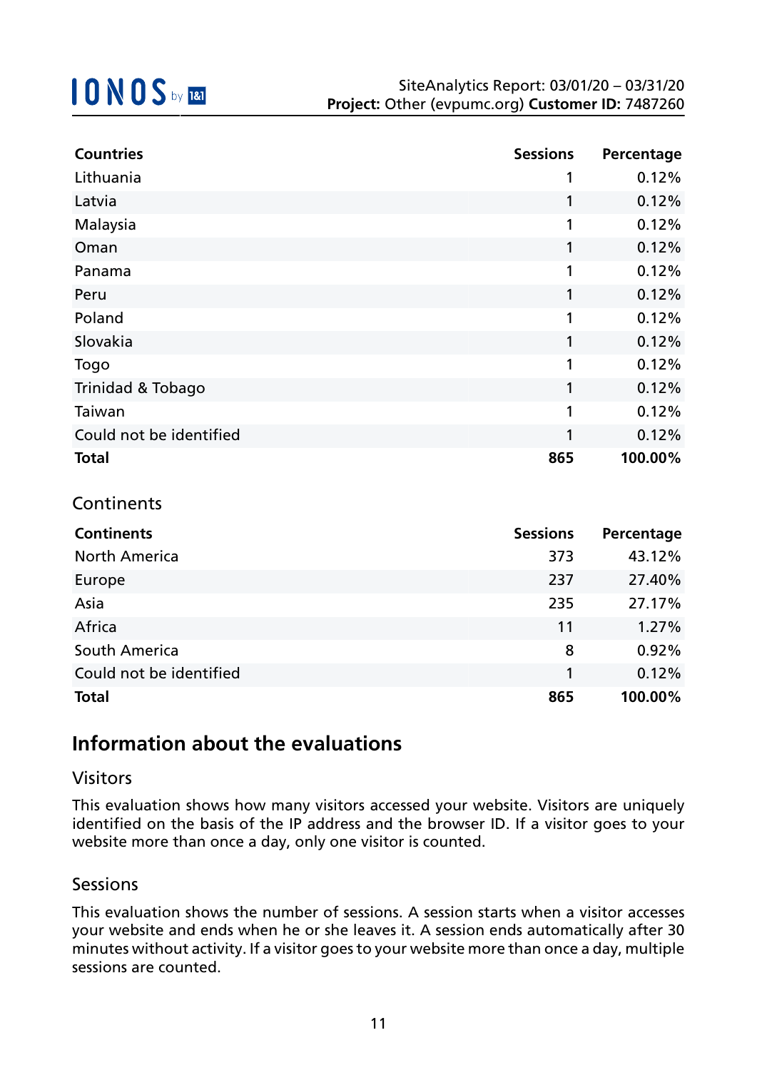| Countries | Sessions | Percentage |
| --- | --- | --- |
| Lithuania | 1 | 0.12% |
| Latvia | 1 | 0.12% |
| Malaysia | 1 | 0.12% |
| Oman | 1 | 0.12% |
| Panama | 1 | 0.12% |
| Peru | 1 | 0.12% |
| Poland | 1 | 0.12% |
| Slovakia | 1 | 0.12% |
| Togo | 1 | 0.12% |
| Trinidad & Tobago | 1 | 0.12% |
| Taiwan | 1 | 0.12% |
| Could not be identified | 1 | 0.12% |
| **Total** | **865** | **100.00%** |

### Continents

| Continents | Sessions | Percentage |
| --- | --- | --- |
| North America | 373 | 43.12% |
| Europe | 237 | 27.40% |
| Asia | 235 | 27.17% |
| Africa | 11 | 1.27% |
| South America | 8 | 0.92% |
| Could not be identified | 1 | 0.12% |
| **Total** | **865** | **100.00%** |

## Information about the evaluations

### Visitors

This evaluation shows how many visitors accessed your website. Visitors are uniquely identified on the basis of the IP address and the browser ID. If a visitor goes to your website more than once a day, only one visitor is counted.

### Sessions

This evaluation shows the number of sessions. A session starts when a visitor accesses your website and ends when he or she leaves it. A session ends automatically after 30 minutes without activity. If a visitor goes to your website more than once a day, multiple sessions are counted.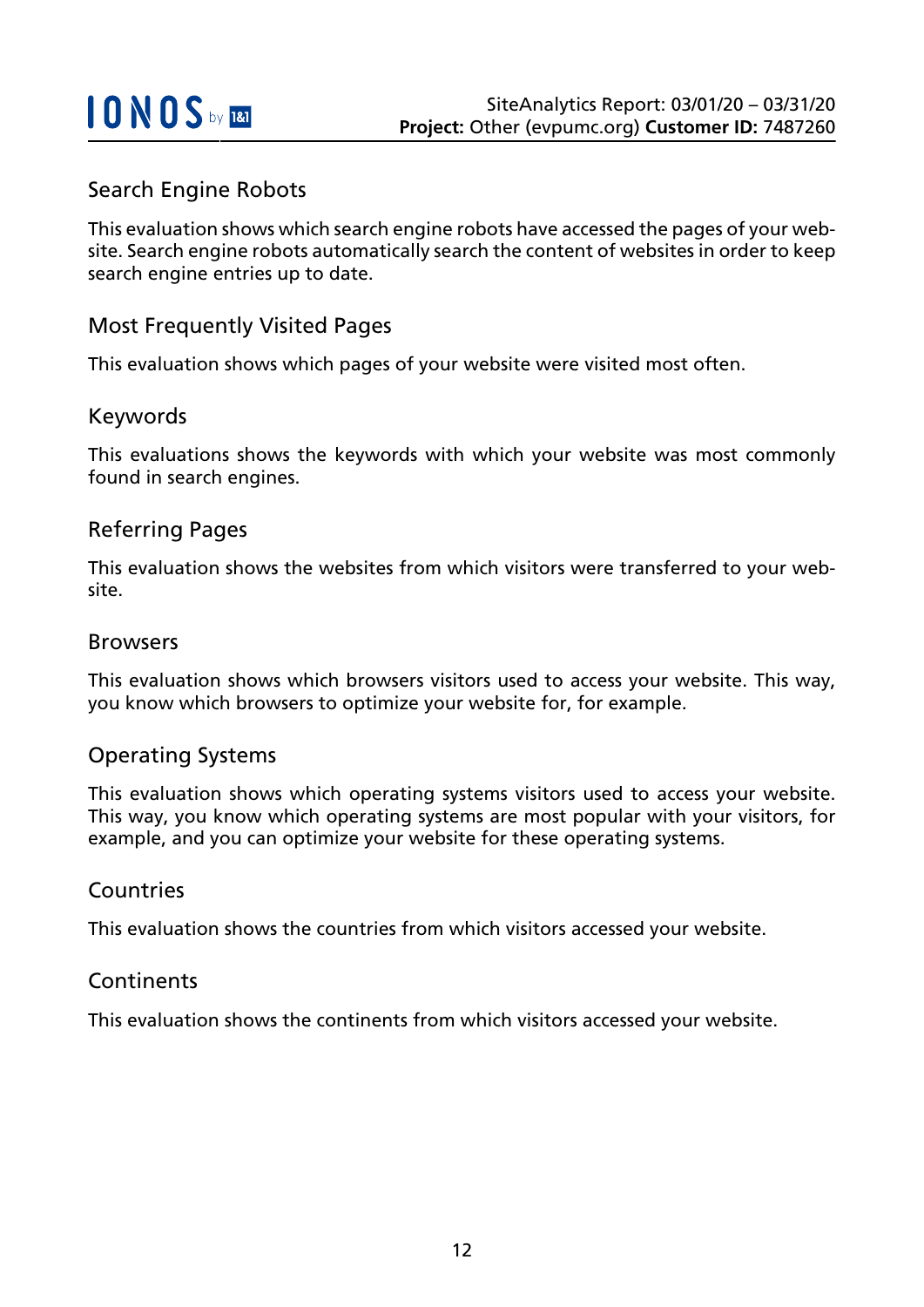## Search Engine Robots

This evaluation shows which search engine robots have accessed the pages of your website. Search engine robots automatically search the content of websites in order to keep search engine entries up to date.

## Most Frequently Visited Pages

This evaluation shows which pages of your website were visited most often.

## Keywords

This evaluations shows the keywords with which your website was most commonly found in search engines.

## Referring Pages

This evaluation shows the websites from which visitors were transferred to your website.

## Browsers

This evaluation shows which browsers visitors used to access your website. This way, you know which browsers to optimize your website for, for example.

## Operating Systems

This evaluation shows which operating systems visitors used to access your website. This way, you know which operating systems are most popular with your visitors, for example, and you can optimize your website for these operating systems.

## Countries

This evaluation shows the countries from which visitors accessed your website.

## Continents

This evaluation shows the continents from which visitors accessed your website.